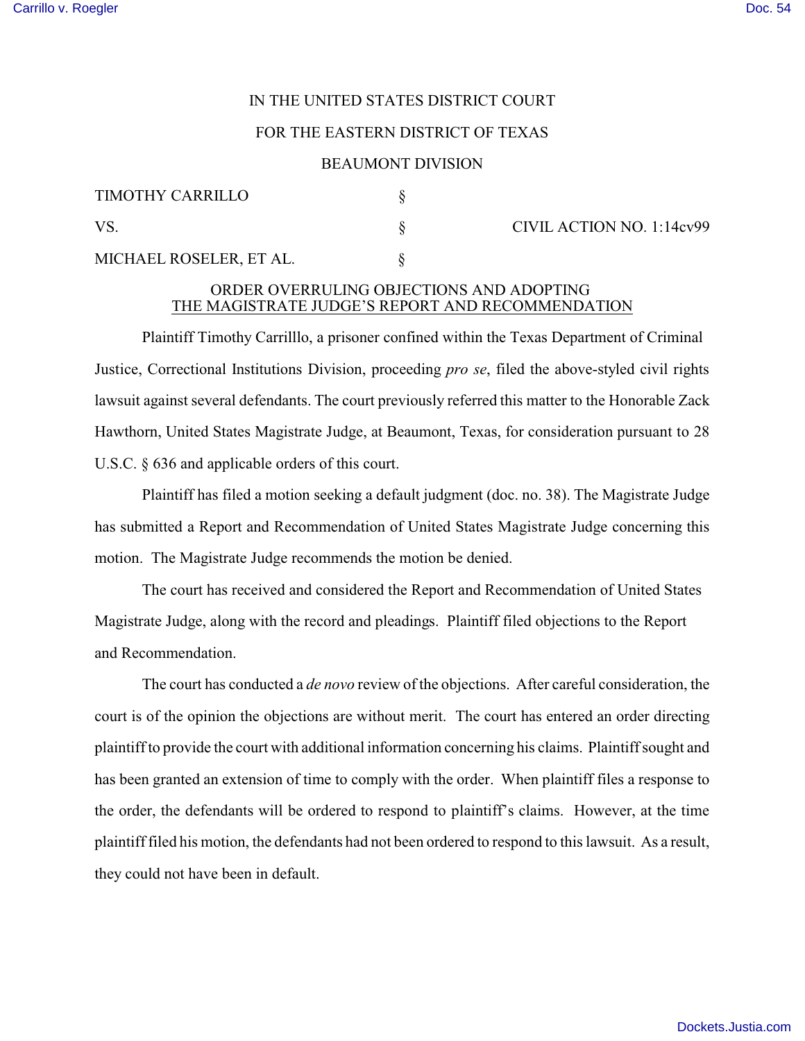IN THE UNITED STATES DISTRICT COURT

FOR THE EASTERN DISTRICT OF TEXAS

BEAUMONT DIVISION

| | | |
|---|---|---|
| TIMOTHY CARRILLO | § | |
| VS. | § | CIVIL ACTION NO. 1:14cv99 |
| MICHAEL ROSELER, ET AL. | § | |

## ORDER OVERRULING OBJECTIONS AND ADOPTING THE MAGISTRATE JUDGE'S REPORT AND RECOMMENDATION

Plaintiff Timothy Carrilllo, a prisoner confined within the Texas Department of Criminal Justice, Correctional Institutions Division, proceeding *pro se*, filed the above-styled civil rights lawsuit against several defendants. The court previously referred this matter to the Honorable Zack Hawthorn, United States Magistrate Judge, at Beaumont, Texas, for consideration pursuant to 28 U.S.C. § 636 and applicable orders of this court.

Plaintiff has filed a motion seeking a default judgment (doc. no. 38). The Magistrate Judge has submitted a Report and Recommendation of United States Magistrate Judge concerning this motion. The Magistrate Judge recommends the motion be denied.

The court has received and considered the Report and Recommendation of United States Magistrate Judge, along with the record and pleadings. Plaintiff filed objections to the Report and Recommendation.

The court has conducted a *de novo* review of the objections. After careful consideration, the court is of the opinion the objections are without merit. The court has entered an order directing plaintiff to provide the court with additional information concerning his claims. Plaintiff sought and has been granted an extension of time to comply with the order. When plaintiff files a response to the order, the defendants will be ordered to respond to plaintiff's claims. However, at the time plaintiff filed his motion, the defendants had not been ordered to respond to this lawsuit. As a result, they could not have been in default.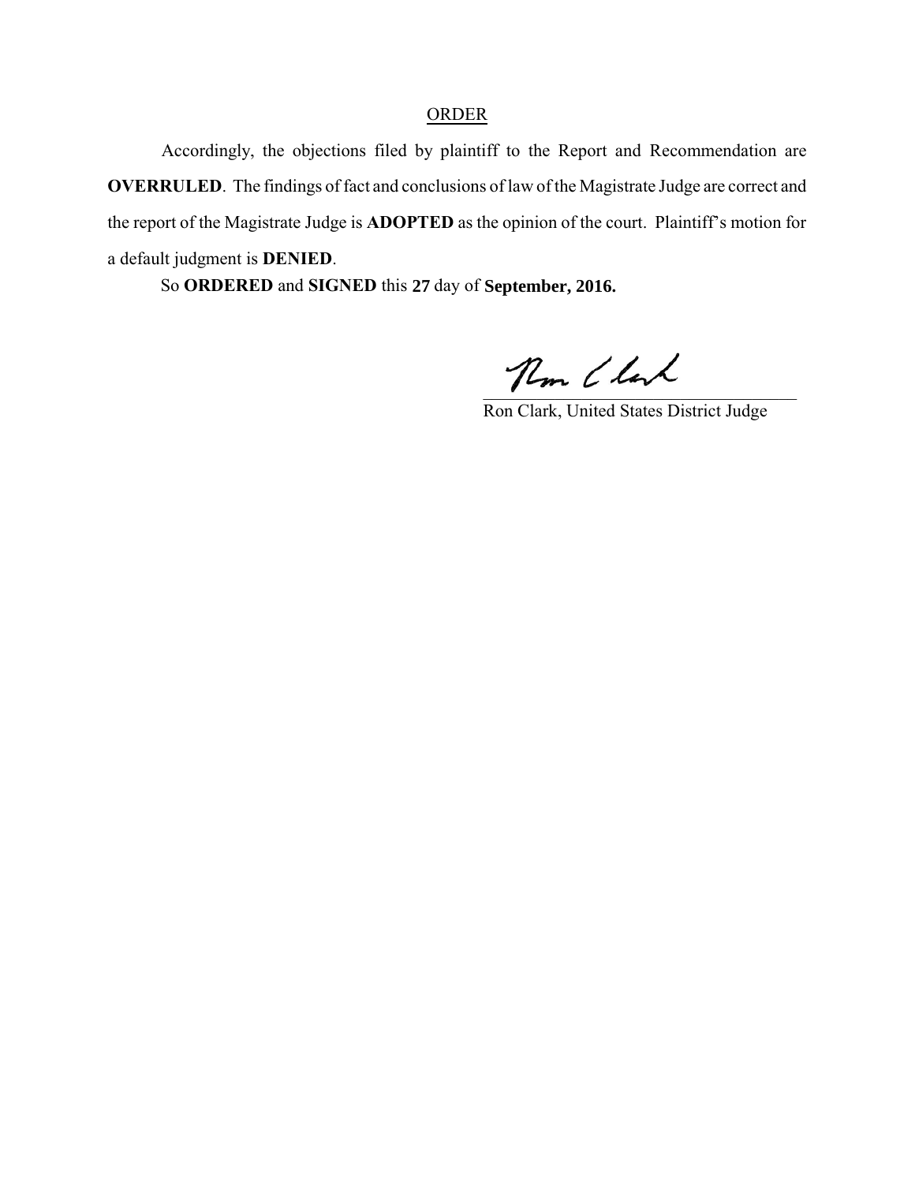## ORDER

Accordingly, the objections filed by plaintiff to the Report and Recommendation are **OVERRULED**. The findings of fact and conclusions of law of the Magistrate Judge are correct and the report of the Magistrate Judge is **ADOPTED** as the opinion of the court. Plaintiff's motion for a default judgment is **DENIED**.

So **ORDERED** and **SIGNED** this **27** day of **September, 2016.**

Ron Clark, United States District Judge